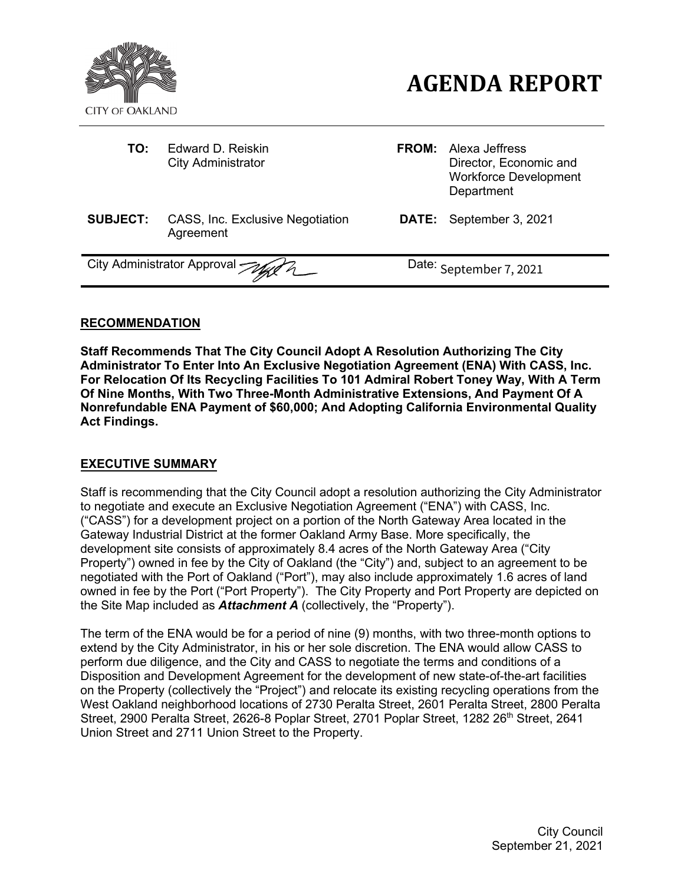CITY OF OAKLAND

# AGENDA REPORT

| | | | |
|---|---|---|---|
| **TO:** | Edward D. Reiskin<br>City Administrator | **FROM:** | Alexa Jeffress<br>Director, Economic and Workforce Development Department |
| **SUBJECT:** | CASS, Inc. Exclusive Negotiation Agreement | **DATE:** | September 3, 2021 |

City Administrator Approval

Date: September 7, 2021

## RECOMMENDATION

**Staff Recommends That The City Council Adopt A Resolution Authorizing The City Administrator To Enter Into An Exclusive Negotiation Agreement (ENA) With CASS, Inc. For Relocation Of Its Recycling Facilities To 101 Admiral Robert Toney Way, With A Term Of Nine Months, With Two Three-Month Administrative Extensions, And Payment Of A Nonrefundable ENA Payment of $60,000; And Adopting California Environmental Quality Act Findings.**

## EXECUTIVE SUMMARY

Staff is recommending that the City Council adopt a resolution authorizing the City Administrator to negotiate and execute an Exclusive Negotiation Agreement ("ENA") with CASS, Inc. ("CASS") for a development project on a portion of the North Gateway Area located in the Gateway Industrial District at the former Oakland Army Base. More specifically, the development site consists of approximately 8.4 acres of the North Gateway Area ("City Property") owned in fee by the City of Oakland (the "City") and, subject to an agreement to be negotiated with the Port of Oakland ("Port"), may also include approximately 1.6 acres of land owned in fee by the Port ("Port Property"). The City Property and Port Property are depicted on the Site Map included as ***Attachment A*** (collectively, the "Property").

The term of the ENA would be for a period of nine (9) months, with two three-month options to extend by the City Administrator, in his or her sole discretion. The ENA would allow CASS to perform due diligence, and the City and CASS to negotiate the terms and conditions of a Disposition and Development Agreement for the development of new state-of-the-art facilities on the Property (collectively the "Project") and relocate its existing recycling operations from the West Oakland neighborhood locations of 2730 Peralta Street, 2601 Peralta Street, 2800 Peralta Street, 2900 Peralta Street, 2626-8 Poplar Street, 2701 Poplar Street, 1282 26th Street, 2641 Union Street and 2711 Union Street to the Property.

City Council
September 21, 2021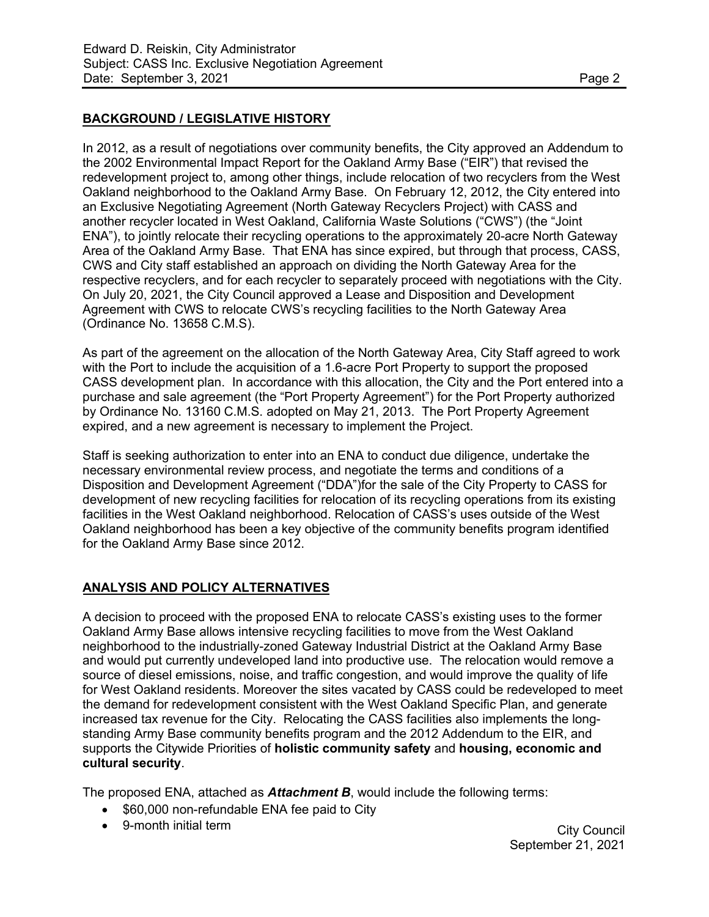## BACKGROUND / LEGISLATIVE HISTORY

In 2012, as a result of negotiations over community benefits, the City approved an Addendum to the 2002 Environmental Impact Report for the Oakland Army Base ("EIR") that revised the redevelopment project to, among other things, include relocation of two recyclers from the West Oakland neighborhood to the Oakland Army Base. On February 12, 2012, the City entered into an Exclusive Negotiating Agreement (North Gateway Recyclers Project) with CASS and another recycler located in West Oakland, California Waste Solutions ("CWS") (the "Joint ENA"), to jointly relocate their recycling operations to the approximately 20-acre North Gateway Area of the Oakland Army Base. That ENA has since expired, but through that process, CASS, CWS and City staff established an approach on dividing the North Gateway Area for the respective recyclers, and for each recycler to separately proceed with negotiations with the City. On July 20, 2021, the City Council approved a Lease and Disposition and Development Agreement with CWS to relocate CWS's recycling facilities to the North Gateway Area (Ordinance No. 13658 C.M.S).

As part of the agreement on the allocation of the North Gateway Area, City Staff agreed to work with the Port to include the acquisition of a 1.6-acre Port Property to support the proposed CASS development plan. In accordance with this allocation, the City and the Port entered into a purchase and sale agreement (the "Port Property Agreement") for the Port Property authorized by Ordinance No. 13160 C.M.S. adopted on May 21, 2013. The Port Property Agreement expired, and a new agreement is necessary to implement the Project.

Staff is seeking authorization to enter into an ENA to conduct due diligence, undertake the necessary environmental review process, and negotiate the terms and conditions of a Disposition and Development Agreement ("DDA")for the sale of the City Property to CASS for development of new recycling facilities for relocation of its recycling operations from its existing facilities in the West Oakland neighborhood. Relocation of CASS's uses outside of the West Oakland neighborhood has been a key objective of the community benefits program identified for the Oakland Army Base since 2012.

## ANALYSIS AND POLICY ALTERNATIVES

A decision to proceed with the proposed ENA to relocate CASS's existing uses to the former Oakland Army Base allows intensive recycling facilities to move from the West Oakland neighborhood to the industrially-zoned Gateway Industrial District at the Oakland Army Base and would put currently undeveloped land into productive use. The relocation would remove a source of diesel emissions, noise, and traffic congestion, and would improve the quality of life for West Oakland residents. Moreover the sites vacated by CASS could be redeveloped to meet the demand for redevelopment consistent with the West Oakland Specific Plan, and generate increased tax revenue for the City. Relocating the CASS facilities also implements the long-standing Army Base community benefits program and the 2012 Addendum to the EIR, and supports the Citywide Priorities of **holistic community safety** and **housing, economic and cultural security**.

The proposed ENA, attached as ***Attachment B***, would include the following terms:

- $60,000 non-refundable ENA fee paid to City
- 9-month initial term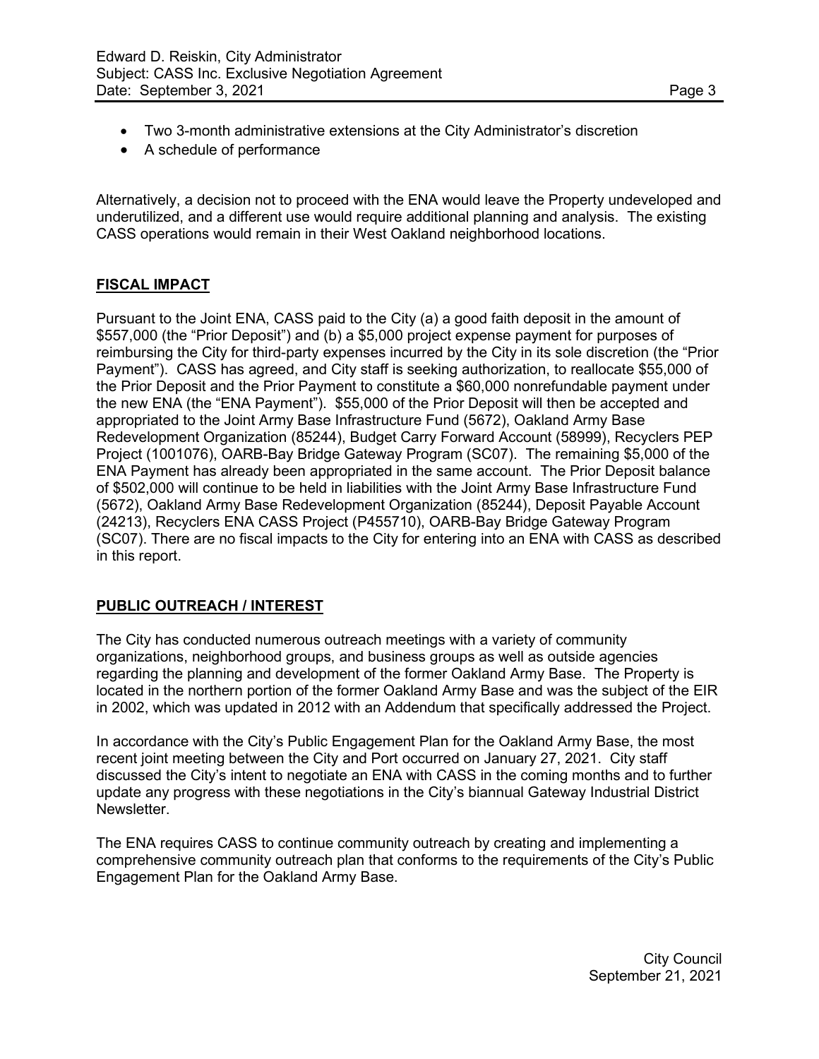- Two 3-month administrative extensions at the City Administrator's discretion
- A schedule of performance

Alternatively, a decision not to proceed with the ENA would leave the Property undeveloped and underutilized, and a different use would require additional planning and analysis. The existing CASS operations would remain in their West Oakland neighborhood locations.

## FISCAL IMPACT

Pursuant to the Joint ENA, CASS paid to the City (a) a good faith deposit in the amount of $557,000 (the "Prior Deposit") and (b) a $5,000 project expense payment for purposes of reimbursing the City for third-party expenses incurred by the City in its sole discretion (the "Prior Payment"). CASS has agreed, and City staff is seeking authorization, to reallocate $55,000 of the Prior Deposit and the Prior Payment to constitute a $60,000 nonrefundable payment under the new ENA (the "ENA Payment"). $55,000 of the Prior Deposit will then be accepted and appropriated to the Joint Army Base Infrastructure Fund (5672), Oakland Army Base Redevelopment Organization (85244), Budget Carry Forward Account (58999), Recyclers PEP Project (1001076), OARB-Bay Bridge Gateway Program (SC07). The remaining $5,000 of the ENA Payment has already been appropriated in the same account. The Prior Deposit balance of $502,000 will continue to be held in liabilities with the Joint Army Base Infrastructure Fund (5672), Oakland Army Base Redevelopment Organization (85244), Deposit Payable Account (24213), Recyclers ENA CASS Project (P455710), OARB-Bay Bridge Gateway Program (SC07). There are no fiscal impacts to the City for entering into an ENA with CASS as described in this report.

## PUBLIC OUTREACH / INTEREST

The City has conducted numerous outreach meetings with a variety of community organizations, neighborhood groups, and business groups as well as outside agencies regarding the planning and development of the former Oakland Army Base. The Property is located in the northern portion of the former Oakland Army Base and was the subject of the EIR in 2002, which was updated in 2012 with an Addendum that specifically addressed the Project.

In accordance with the City's Public Engagement Plan for the Oakland Army Base, the most recent joint meeting between the City and Port occurred on January 27, 2021. City staff discussed the City's intent to negotiate an ENA with CASS in the coming months and to further update any progress with these negotiations in the City's biannual Gateway Industrial District Newsletter.

The ENA requires CASS to continue community outreach by creating and implementing a comprehensive community outreach plan that conforms to the requirements of the City's Public Engagement Plan for the Oakland Army Base.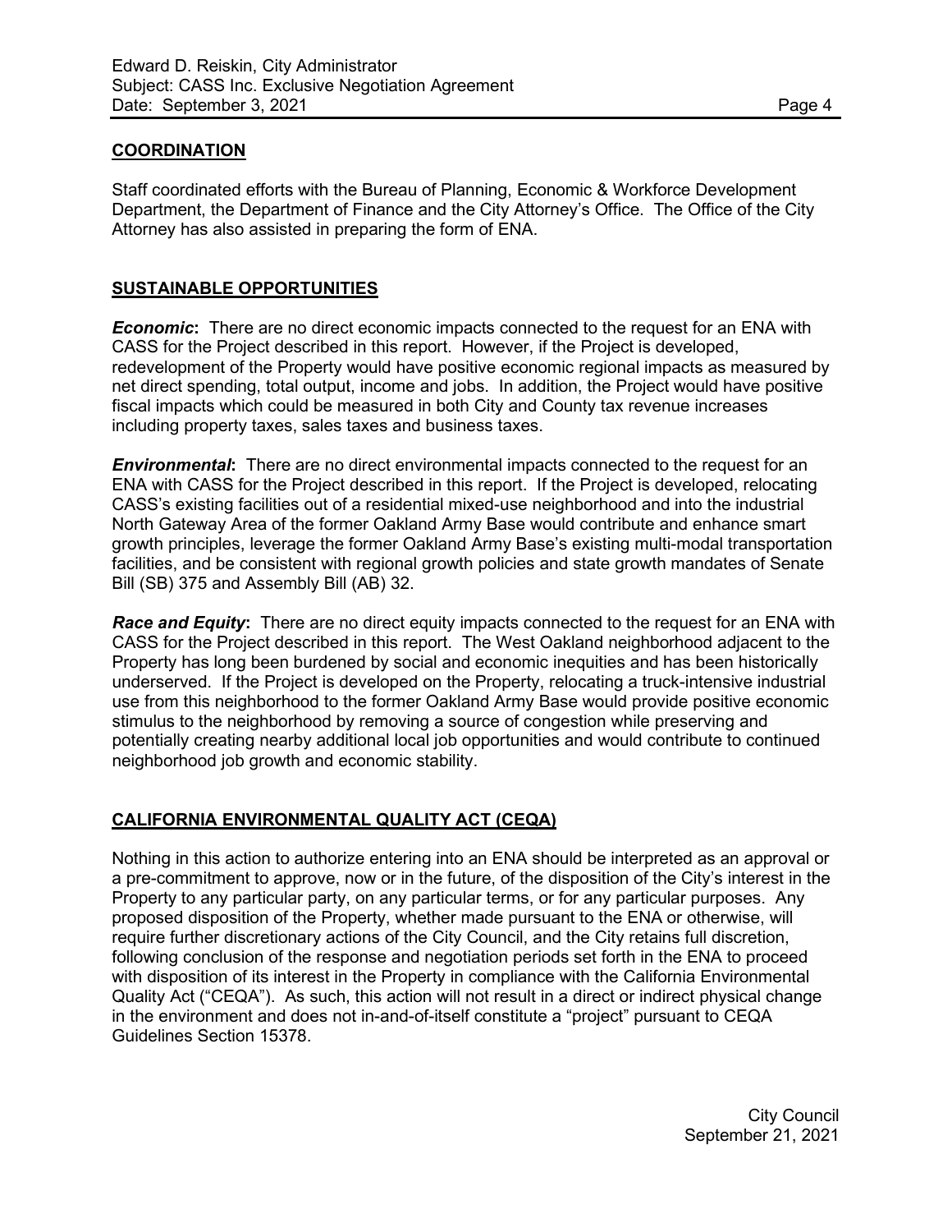## COORDINATION

Staff coordinated efforts with the Bureau of Planning, Economic & Workforce Development Department, the Department of Finance and the City Attorney's Office. The Office of the City Attorney has also assisted in preparing the form of ENA.

## SUSTAINABLE OPPORTUNITIES

***Economic*:** There are no direct economic impacts connected to the request for an ENA with CASS for the Project described in this report. However, if the Project is developed, redevelopment of the Property would have positive economic regional impacts as measured by net direct spending, total output, income and jobs. In addition, the Project would have positive fiscal impacts which could be measured in both City and County tax revenue increases including property taxes, sales taxes and business taxes.

***Environmental*:** There are no direct environmental impacts connected to the request for an ENA with CASS for the Project described in this report. If the Project is developed, relocating CASS's existing facilities out of a residential mixed-use neighborhood and into the industrial North Gateway Area of the former Oakland Army Base would contribute and enhance smart growth principles, leverage the former Oakland Army Base's existing multi-modal transportation facilities, and be consistent with regional growth policies and state growth mandates of Senate Bill (SB) 375 and Assembly Bill (AB) 32.

***Race and Equity*:** There are no direct equity impacts connected to the request for an ENA with CASS for the Project described in this report. The West Oakland neighborhood adjacent to the Property has long been burdened by social and economic inequities and has been historically underserved. If the Project is developed on the Property, relocating a truck-intensive industrial use from this neighborhood to the former Oakland Army Base would provide positive economic stimulus to the neighborhood by removing a source of congestion while preserving and potentially creating nearby additional local job opportunities and would contribute to continued neighborhood job growth and economic stability.

## CALIFORNIA ENVIRONMENTAL QUALITY ACT (CEQA)

Nothing in this action to authorize entering into an ENA should be interpreted as an approval or a pre-commitment to approve, now or in the future, of the disposition of the City's interest in the Property to any particular party, on any particular terms, or for any particular purposes. Any proposed disposition of the Property, whether made pursuant to the ENA or otherwise, will require further discretionary actions of the City Council, and the City retains full discretion, following conclusion of the response and negotiation periods set forth in the ENA to proceed with disposition of its interest in the Property in compliance with the California Environmental Quality Act ("CEQA"). As such, this action will not result in a direct or indirect physical change in the environment and does not in-and-of-itself constitute a "project" pursuant to CEQA Guidelines Section 15378.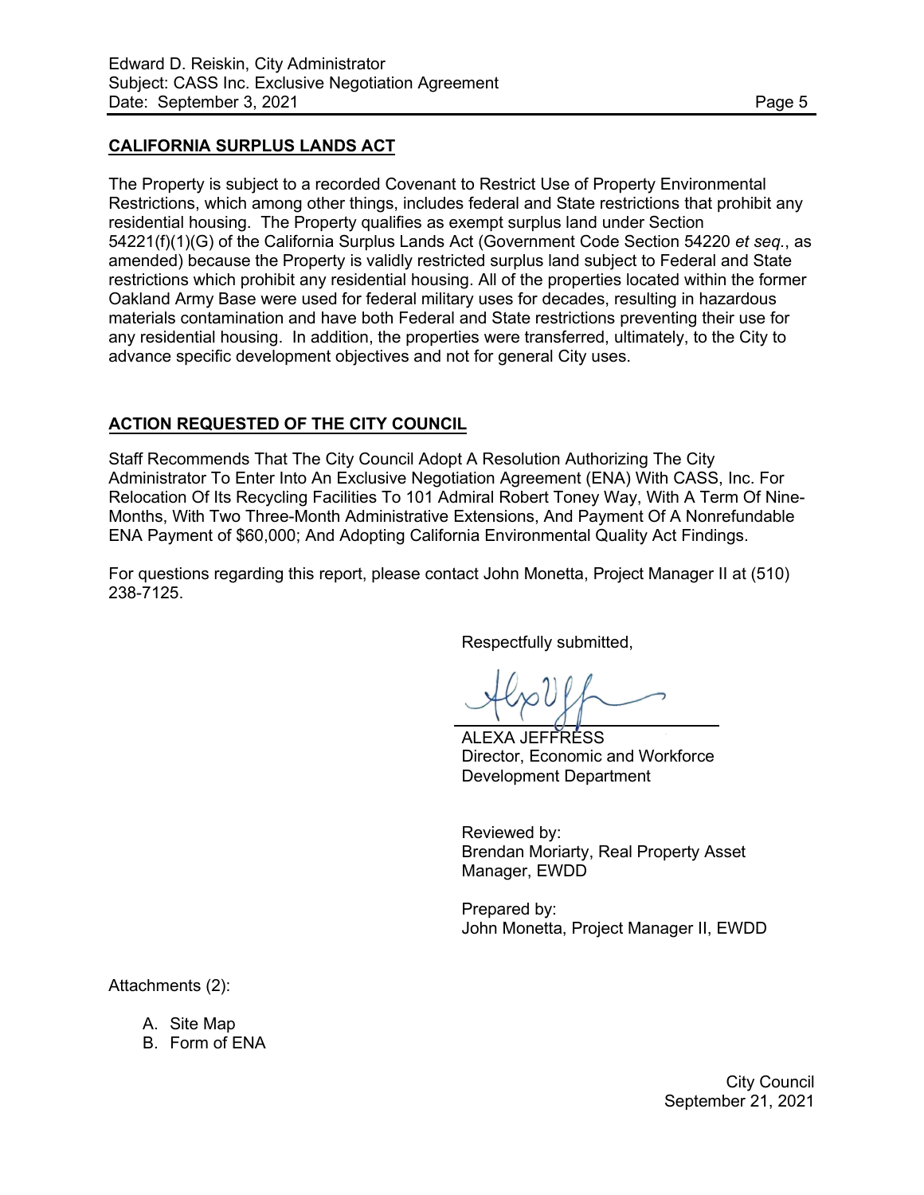## CALIFORNIA SURPLUS LANDS ACT

The Property is subject to a recorded Covenant to Restrict Use of Property Environmental Restrictions, which among other things, includes federal and State restrictions that prohibit any residential housing. The Property qualifies as exempt surplus land under Section 54221(f)(1)(G) of the California Surplus Lands Act (Government Code Section 54220 *et seq.*, as amended) because the Property is validly restricted surplus land subject to Federal and State restrictions which prohibit any residential housing. All of the properties located within the former Oakland Army Base were used for federal military uses for decades, resulting in hazardous materials contamination and have both Federal and State restrictions preventing their use for any residential housing. In addition, the properties were transferred, ultimately, to the City to advance specific development objectives and not for general City uses.

## ACTION REQUESTED OF THE CITY COUNCIL

Staff Recommends That The City Council Adopt A Resolution Authorizing The City Administrator To Enter Into An Exclusive Negotiation Agreement (ENA) With CASS, Inc. For Relocation Of Its Recycling Facilities To 101 Admiral Robert Toney Way, With A Term Of Nine-Months, With Two Three-Month Administrative Extensions, And Payment Of A Nonrefundable ENA Payment of $60,000; And Adopting California Environmental Quality Act Findings.

For questions regarding this report, please contact John Monetta, Project Manager II at (510) 238-7125.

Respectfully submitted,

ALEXA JEFFRESS
Director, Economic and Workforce Development Department

Reviewed by:
Brendan Moriarty, Real Property Asset Manager, EWDD

Prepared by:
John Monetta, Project Manager II, EWDD

Attachments (2):

A. Site Map
B. Form of ENA

City Council
September 21, 2021